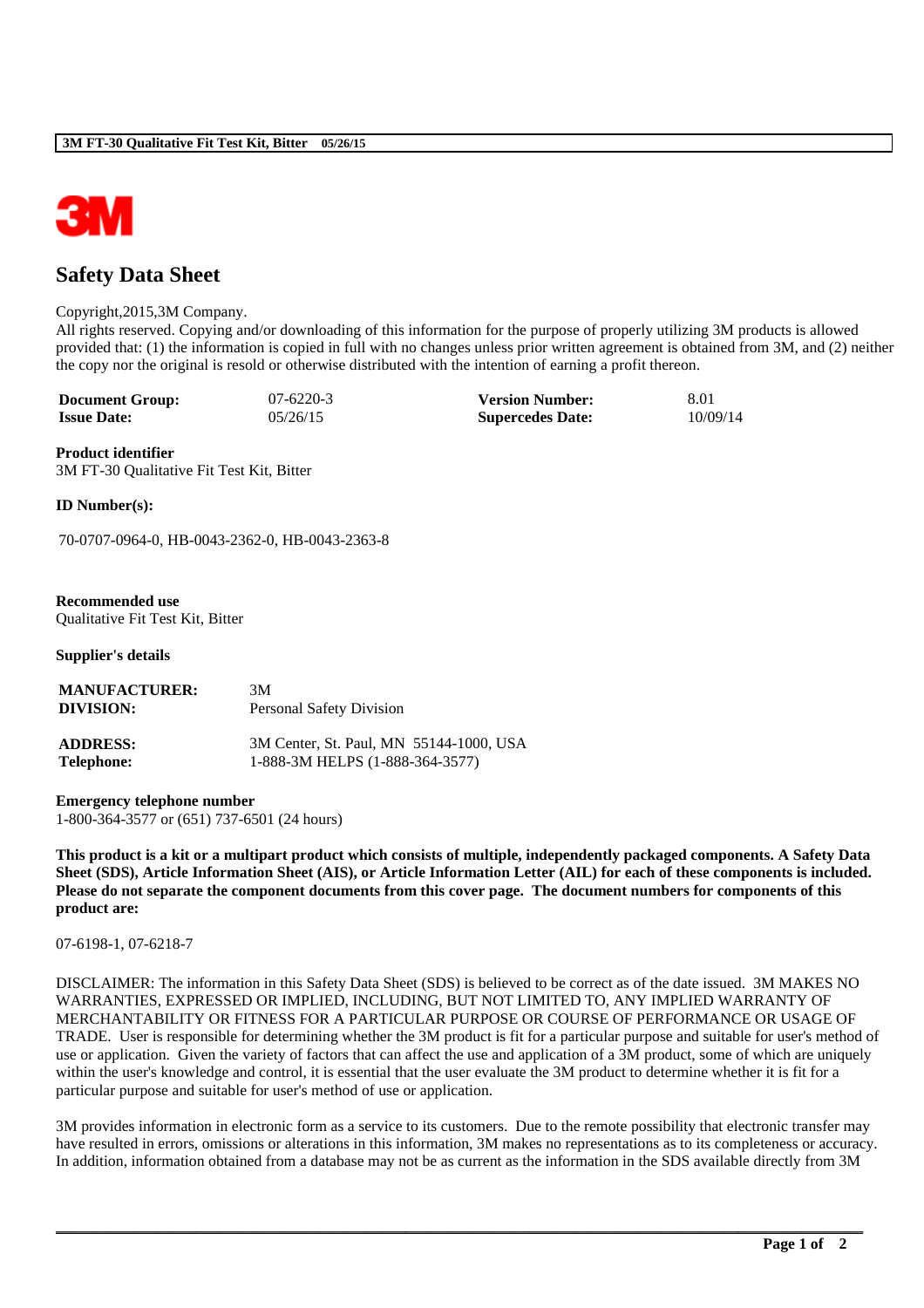# Safety Data Sheet

Copyright,2015,3M Company.
All rights reserved. Copying and/or downloading of this information for the purpose of properly utilizing 3M products is allowed provided that: (1) the information is copied in full with no changes unless prior written agreement is obtained from 3M, and (2) neither the copy nor the original is resold or otherwise distributed with the intention of earning a profit thereon.

| | | | |
|---|---|---|---|
| **Document Group:** | 07-6220-3 | **Version Number:** | 8.01 |
| **Issue Date:** | 05/26/15 | **Supercedes Date:** | 10/09/14 |

**Product identifier**
3M FT-30 Qualitative Fit Test Kit, Bitter

**ID Number(s):**

70-0707-0964-0, HB-0043-2362-0, HB-0043-2363-8

**Recommended use**
Qualitative Fit Test Kit, Bitter

**Supplier's details**

| | |
|---|---|
| **MANUFACTURER:** | 3M |
| **DIVISION:** | Personal Safety Division |
| **ADDRESS:** | 3M Center, St. Paul, MN 55144-1000, USA |
| **Telephone:** | 1-888-3M HELPS (1-888-364-3577) |

**Emergency telephone number**
1-800-364-3577 or (651) 737-6501 (24 hours)

**This product is a kit or a multipart product which consists of multiple, independently packaged components. A Safety Data Sheet (SDS), Article Information Sheet (AIS), or Article Information Letter (AIL) for each of these components is included. Please do not separate the component documents from this cover page. The document numbers for components of this product are:**

07-6198-1, 07-6218-7

DISCLAIMER: The information in this Safety Data Sheet (SDS) is believed to be correct as of the date issued. 3M MAKES NO WARRANTIES, EXPRESSED OR IMPLIED, INCLUDING, BUT NOT LIMITED TO, ANY IMPLIED WARRANTY OF MERCHANTABILITY OR FITNESS FOR A PARTICULAR PURPOSE OR COURSE OF PERFORMANCE OR USAGE OF TRADE. User is responsible for determining whether the 3M product is fit for a particular purpose and suitable for user's method of use or application. Given the variety of factors that can affect the use and application of a 3M product, some of which are uniquely within the user's knowledge and control, it is essential that the user evaluate the 3M product to determine whether it is fit for a particular purpose and suitable for user's method of use or application.

3M provides information in electronic form as a service to its customers. Due to the remote possibility that electronic transfer may have resulted in errors, omissions or alterations in this information, 3M makes no representations as to its completeness or accuracy. In addition, information obtained from a database may not be as current as the information in the SDS available directly from 3M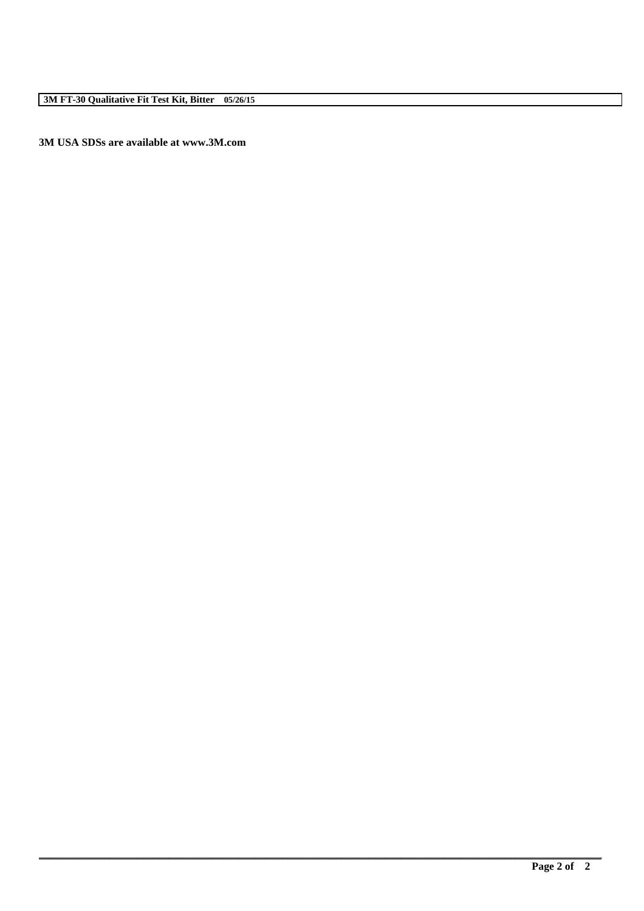**3M USA SDSs are available at www.3M.com**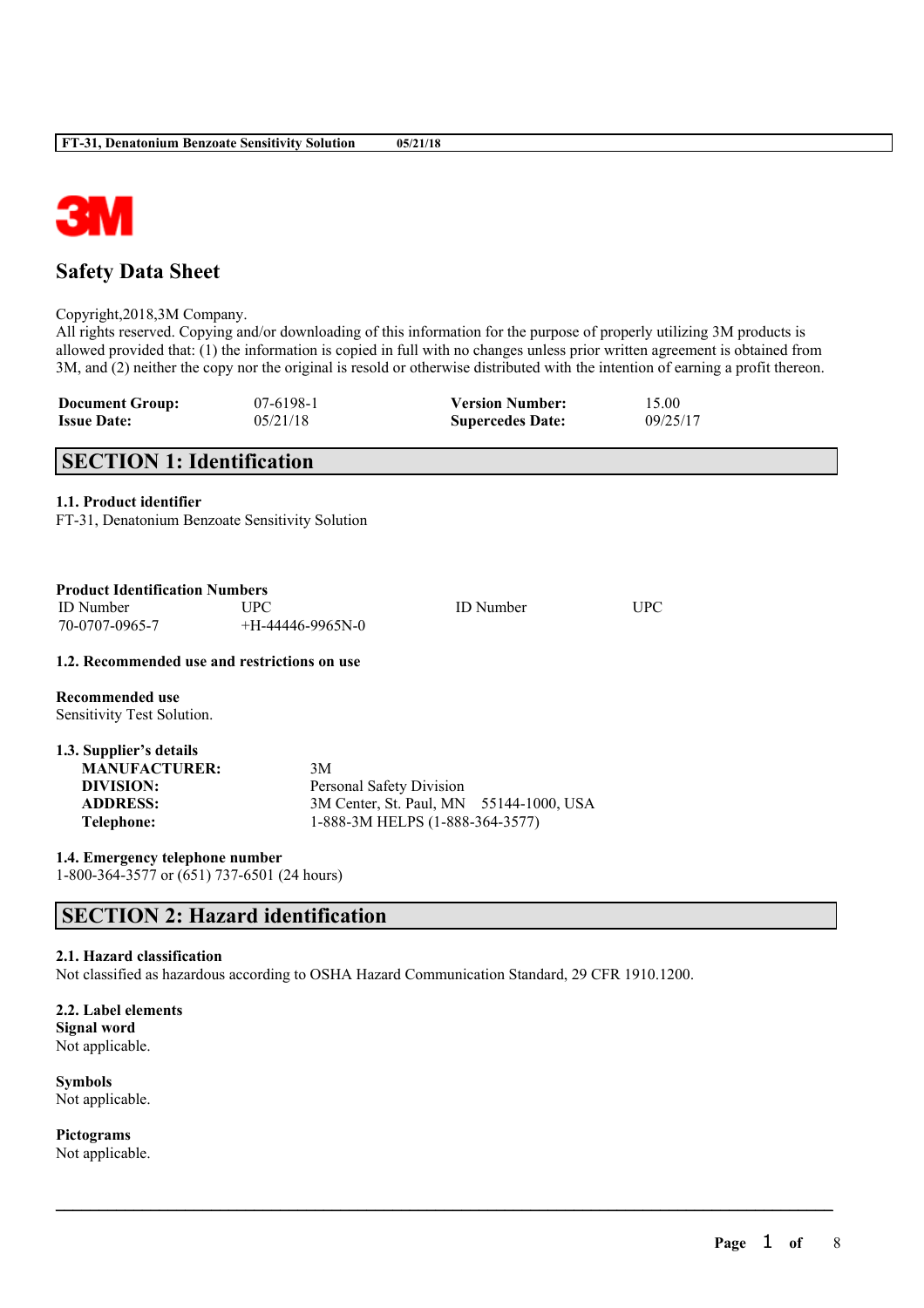# Safety Data Sheet

Copyright,2018,3M Company.
All rights reserved. Copying and/or downloading of this information for the purpose of properly utilizing 3M products is allowed provided that: (1) the information is copied in full with no changes unless prior written agreement is obtained from 3M, and (2) neither the copy nor the original is resold or otherwise distributed with the intention of earning a profit thereon.

| | | | |
|---|---|---|---|
| **Document Group:** | 07-6198-1 | **Version Number:** | 15.00 |
| **Issue Date:** | 05/21/18 | **Supercedes Date:** | 09/25/17 |

## SECTION 1: Identification

**1.1. Product identifier**
FT-31, Denatonium Benzoate Sensitivity Solution

**Product Identification Numbers**

| ID Number | UPC | ID Number | UPC |
|---|---|---|---|
| 70-0707-0965-7 | +H-44446-9965N-0 | | |

**1.2. Recommended use and restrictions on use**

**Recommended use**
Sensitivity Test Solution.

**1.3. Supplier's details**

| | |
|---|---|
| **MANUFACTURER:** | 3M |
| **DIVISION:** | Personal Safety Division |
| **ADDRESS:** | 3M Center, St. Paul, MN 55144-1000, USA |
| **Telephone:** | 1-888-3M HELPS (1-888-364-3577) |

**1.4. Emergency telephone number**
1-800-364-3577 or (651) 737-6501 (24 hours)

## SECTION 2: Hazard identification

**2.1. Hazard classification**
Not classified as hazardous according to OSHA Hazard Communication Standard, 29 CFR 1910.1200.

**2.2. Label elements**
**Signal word**
Not applicable.

**Symbols**
Not applicable.

**Pictograms**
Not applicable.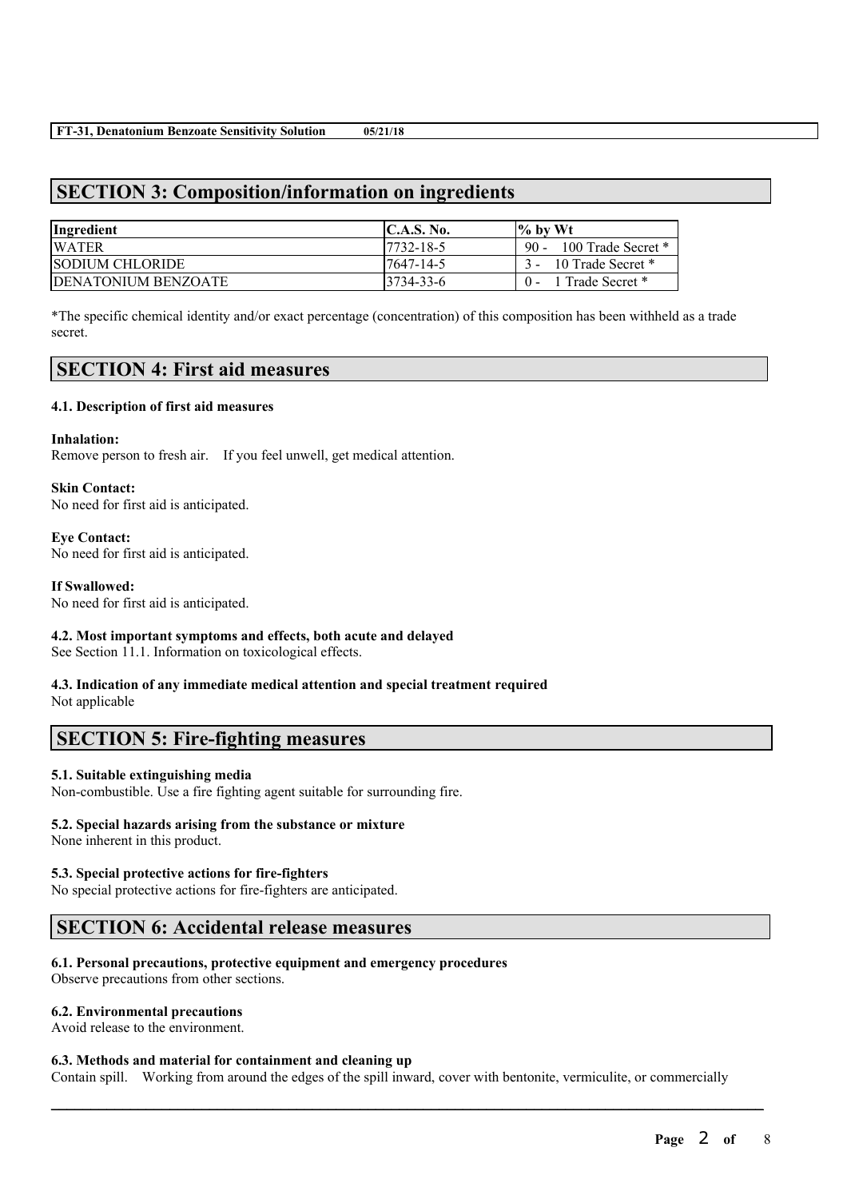## SECTION 3: Composition/information on ingredients

| Ingredient | C.A.S. No. | % by Wt |
|---|---|---|
| WATER | 7732-18-5 | 90 - 100 Trade Secret * |
| SODIUM CHLORIDE | 7647-14-5 | 3 - 10 Trade Secret * |
| DENATONIUM BENZOATE | 3734-33-6 | 0 - 1 Trade Secret * |

*The specific chemical identity and/or exact percentage (concentration) of this composition has been withheld as a trade secret.

## SECTION 4: First aid measures

**4.1. Description of first aid measures**

**Inhalation:**
Remove person to fresh air. If you feel unwell, get medical attention.

**Skin Contact:**
No need for first aid is anticipated.

**Eye Contact:**
No need for first aid is anticipated.

**If Swallowed:**
No need for first aid is anticipated.

**4.2. Most important symptoms and effects, both acute and delayed**
See Section 11.1. Information on toxicological effects.

**4.3. Indication of any immediate medical attention and special treatment required**
Not applicable

## SECTION 5: Fire-fighting measures

**5.1. Suitable extinguishing media**
Non-combustible. Use a fire fighting agent suitable for surrounding fire.

**5.2. Special hazards arising from the substance or mixture**
None inherent in this product.

**5.3. Special protective actions for fire-fighters**
No special protective actions for fire-fighters are anticipated.

## SECTION 6: Accidental release measures

**6.1. Personal precautions, protective equipment and emergency procedures**
Observe precautions from other sections.

**6.2. Environmental precautions**
Avoid release to the environment.

**6.3. Methods and material for containment and cleaning up**
Contain spill. Working from around the edges of the spill inward, cover with bentonite, vermiculite, or commercially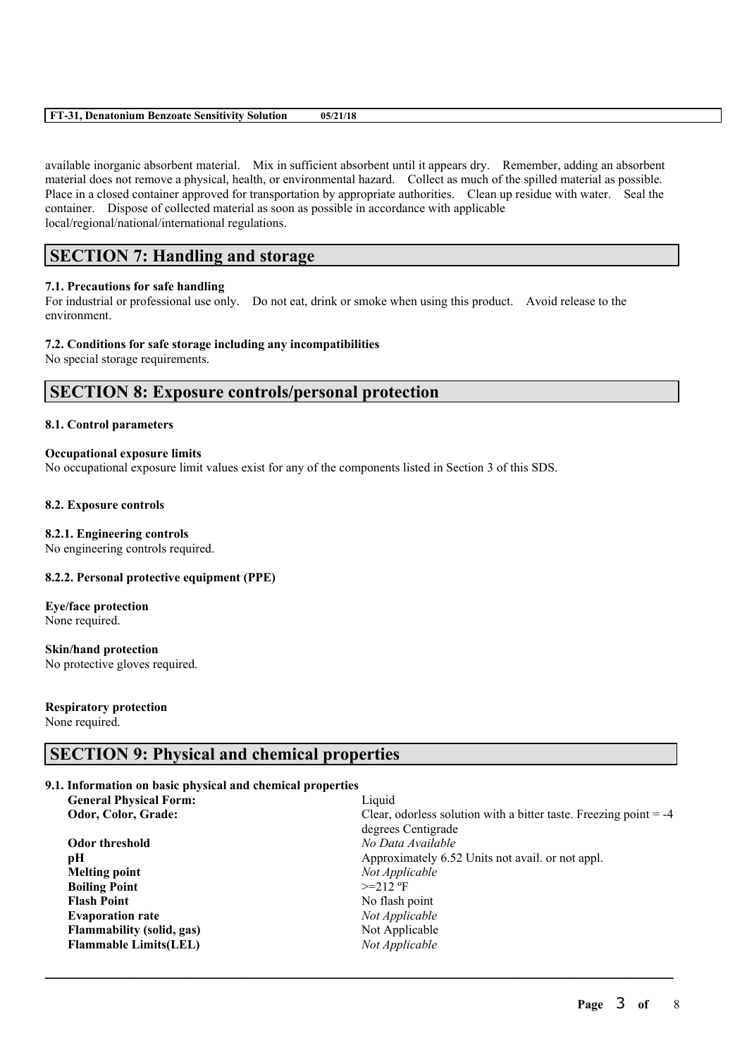available inorganic absorbent material. Mix in sufficient absorbent until it appears dry. Remember, adding an absorbent material does not remove a physical, health, or environmental hazard. Collect as much of the spilled material as possible. Place in a closed container approved for transportation by appropriate authorities. Clean up residue with water. Seal the container. Dispose of collected material as soon as possible in accordance with applicable local/regional/national/international regulations.

## SECTION 7: Handling and storage

**7.1. Precautions for safe handling**

For industrial or professional use only. Do not eat, drink or smoke when using this product. Avoid release to the environment.

**7.2. Conditions for safe storage including any incompatibilities**

No special storage requirements.

## SECTION 8: Exposure controls/personal protection

**8.1. Control parameters**

**Occupational exposure limits**

No occupational exposure limit values exist for any of the components listed in Section 3 of this SDS.

**8.2. Exposure controls**

**8.2.1. Engineering controls**

No engineering controls required.

**8.2.2. Personal protective equipment (PPE)**

**Eye/face protection**

None required.

**Skin/hand protection**

No protective gloves required.

**Respiratory protection**

None required.

## SECTION 9: Physical and chemical properties

**9.1. Information on basic physical and chemical properties**

| | |
|---|---|
| **General Physical Form:** | Liquid |
| **Odor, Color, Grade:** | Clear, odorless solution with a bitter taste. Freezing point = -4 degrees Centigrade |
| **Odor threshold** | *No Data Available* |
| **pH** | Approximately 6.52 Units not avail. or not appl. |
| **Melting point** | *Not Applicable* |
| **Boiling Point** | >=212 ºF |
| **Flash Point** | No flash point |
| **Evaporation rate** | *Not Applicable* |
| **Flammability (solid, gas)** | Not Applicable |
| **Flammable Limits(LEL)** | *Not Applicable* |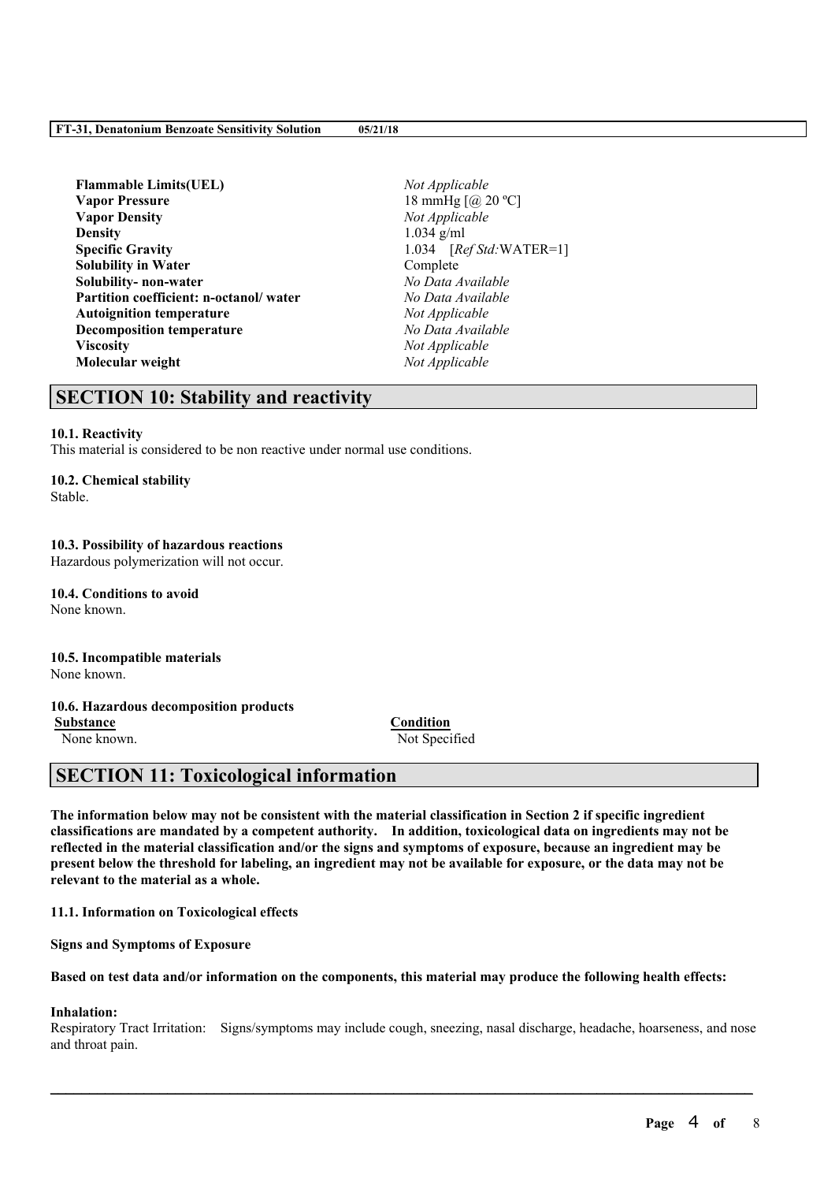| | |
|---|---|
| **Flammable Limits(UEL)** | *Not Applicable* |
| **Vapor Pressure** | 18 mmHg [@ 20 ºC] |
| **Vapor Density** | *Not Applicable* |
| **Density** | 1.034 g/ml |
| **Specific Gravity** | 1.034 [*Ref Std:*WATER=1] |
| **Solubility in Water** | Complete |
| **Solubility- non-water** | *No Data Available* |
| **Partition coefficient: n-octanol/ water** | *No Data Available* |
| **Autoignition temperature** | *Not Applicable* |
| **Decomposition temperature** | *No Data Available* |
| **Viscosity** | *Not Applicable* |
| **Molecular weight** | *Not Applicable* |

## SECTION 10: Stability and reactivity

**10.1. Reactivity**
This material is considered to be non reactive under normal use conditions.

**10.2. Chemical stability**
Stable.

**10.3. Possibility of hazardous reactions**
Hazardous polymerization will not occur.

**10.4. Conditions to avoid**
None known.

**10.5. Incompatible materials**
None known.

**10.6. Hazardous decomposition products**

| Substance | Condition |
|---|---|
| None known. | Not Specified |

## SECTION 11: Toxicological information

**The information below may not be consistent with the material classification in Section 2 if specific ingredient classifications are mandated by a competent authority. In addition, toxicological data on ingredients may not be reflected in the material classification and/or the signs and symptoms of exposure, because an ingredient may be present below the threshold for labeling, an ingredient may not be available for exposure, or the data may not be relevant to the material as a whole.**

**11.1. Information on Toxicological effects**

**Signs and Symptoms of Exposure**

**Based on test data and/or information on the components, this material may produce the following health effects:**

**Inhalation:**
Respiratory Tract Irritation: Signs/symptoms may include cough, sneezing, nasal discharge, headache, hoarseness, and nose and throat pain.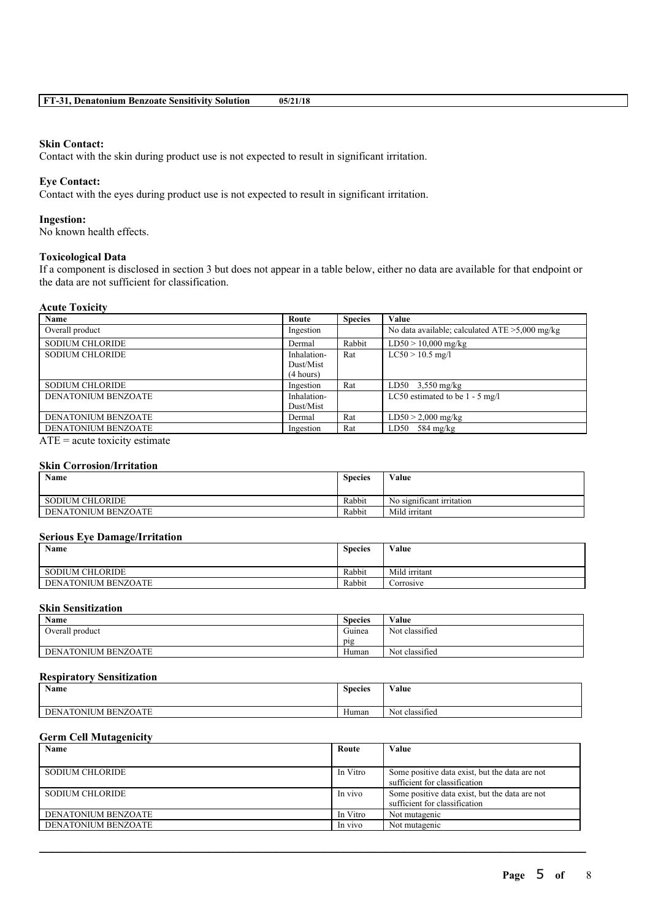**Skin Contact:**
Contact with the skin during product use is not expected to result in significant irritation.

**Eye Contact:**
Contact with the eyes during product use is not expected to result in significant irritation.

**Ingestion:**
No known health effects.

**Toxicological Data**
If a component is disclosed in section 3 but does not appear in a table below, either no data are available for that endpoint or the data are not sufficient for classification.

**Acute Toxicity**

| Name | Route | Species | Value |
|---|---|---|---|
| Overall product | Ingestion | | No data available; calculated ATE >5,000 mg/kg |
| SODIUM CHLORIDE | Dermal | Rabbit | LD50 > 10,000 mg/kg |
| SODIUM CHLORIDE | Inhalation-Dust/Mist (4 hours) | Rat | LC50 > 10.5 mg/l |
| SODIUM CHLORIDE | Ingestion | Rat | LD50 3,550 mg/kg |
| DENATONIUM BENZOATE | Inhalation-Dust/Mist | | LC50 estimated to be 1 - 5 mg/l |
| DENATONIUM BENZOATE | Dermal | Rat | LD50 > 2,000 mg/kg |
| DENATONIUM BENZOATE | Ingestion | Rat | LD50 584 mg/kg |

ATE = acute toxicity estimate

**Skin Corrosion/Irritation**

| Name | Species | Value |
|---|---|---|
| SODIUM CHLORIDE | Rabbit | No significant irritation |
| DENATONIUM BENZOATE | Rabbit | Mild irritant |

**Serious Eye Damage/Irritation**

| Name | Species | Value |
|---|---|---|
| SODIUM CHLORIDE | Rabbit | Mild irritant |
| DENATONIUM BENZOATE | Rabbit | Corrosive |

**Skin Sensitization**

| Name | Species | Value |
|---|---|---|
| Overall product | Guinea pig | Not classified |
| DENATONIUM BENZOATE | Human | Not classified |

**Respiratory Sensitization**

| Name | Species | Value |
|---|---|---|
| DENATONIUM BENZOATE | Human | Not classified |

**Germ Cell Mutagenicity**

| Name | Route | Value |
|---|---|---|
| SODIUM CHLORIDE | In Vitro | Some positive data exist, but the data are not sufficient for classification |
| SODIUM CHLORIDE | In vivo | Some positive data exist, but the data are not sufficient for classification |
| DENATONIUM BENZOATE | In Vitro | Not mutagenic |
| DENATONIUM BENZOATE | In vivo | Not mutagenic |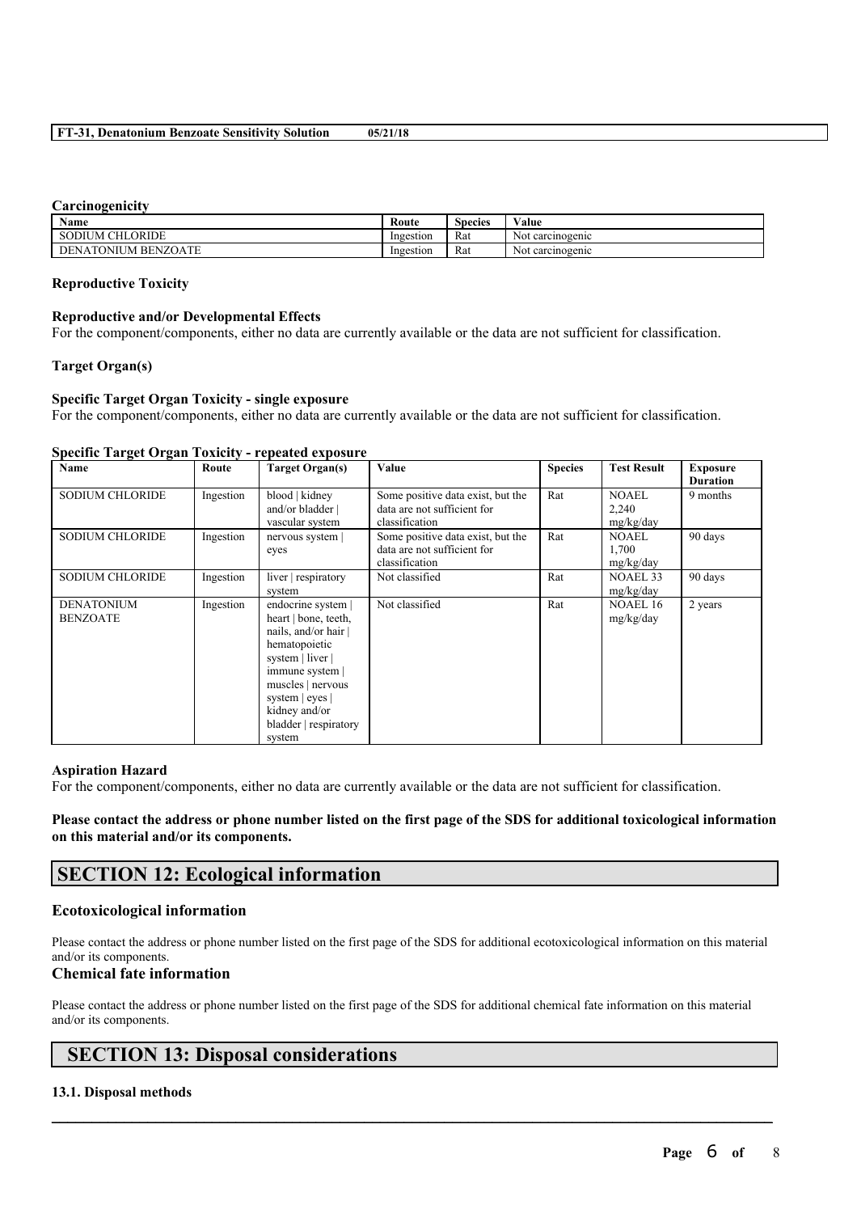**Carcinogenicity**

| Name | Route | Species | Value |
| --- | --- | --- | --- |
| SODIUM CHLORIDE | Ingestion | Rat | Not carcinogenic |
| DENATONIUM BENZOATE | Ingestion | Rat | Not carcinogenic |

**Reproductive Toxicity**

**Reproductive and/or Developmental Effects**

For the component/components, either no data are currently available or the data are not sufficient for classification.

**Target Organ(s)**

**Specific Target Organ Toxicity - single exposure**

For the component/components, either no data are currently available or the data are not sufficient for classification.

**Specific Target Organ Toxicity - repeated exposure**

| Name | Route | Target Organ(s) | Value | Species | Test Result | Exposure Duration |
| --- | --- | --- | --- | --- | --- | --- |
| SODIUM CHLORIDE | Ingestion | blood \| kidney and/or bladder \| vascular system | Some positive data exist, but the data are not sufficient for classification | Rat | NOAEL 2,240 mg/kg/day | 9 months |
| SODIUM CHLORIDE | Ingestion | nervous system \| eyes | Some positive data exist, but the data are not sufficient for classification | Rat | NOAEL 1,700 mg/kg/day | 90 days |
| SODIUM CHLORIDE | Ingestion | liver \| respiratory system | Not classified | Rat | NOAEL 33 mg/kg/day | 90 days |
| DENATONIUM BENZOATE | Ingestion | endocrine system \| heart \| bone, teeth, nails, and/or hair \| hematopoietic system \| liver \| immune system \| muscles \| nervous system \| eyes \| kidney and/or bladder \| respiratory system | Not classified | Rat | NOAEL 16 mg/kg/day | 2 years |

**Aspiration Hazard**

For the component/components, either no data are currently available or the data are not sufficient for classification.

**Please contact the address or phone number listed on the first page of the SDS for additional toxicological information on this material and/or its components.**

## SECTION 12: Ecological information

### Ecotoxicological information

Please contact the address or phone number listed on the first page of the SDS for additional ecotoxicological information on this material and/or its components.

### Chemical fate information

Please contact the address or phone number listed on the first page of the SDS for additional chemical fate information on this material and/or its components.

## SECTION 13: Disposal considerations

**13.1. Disposal methods**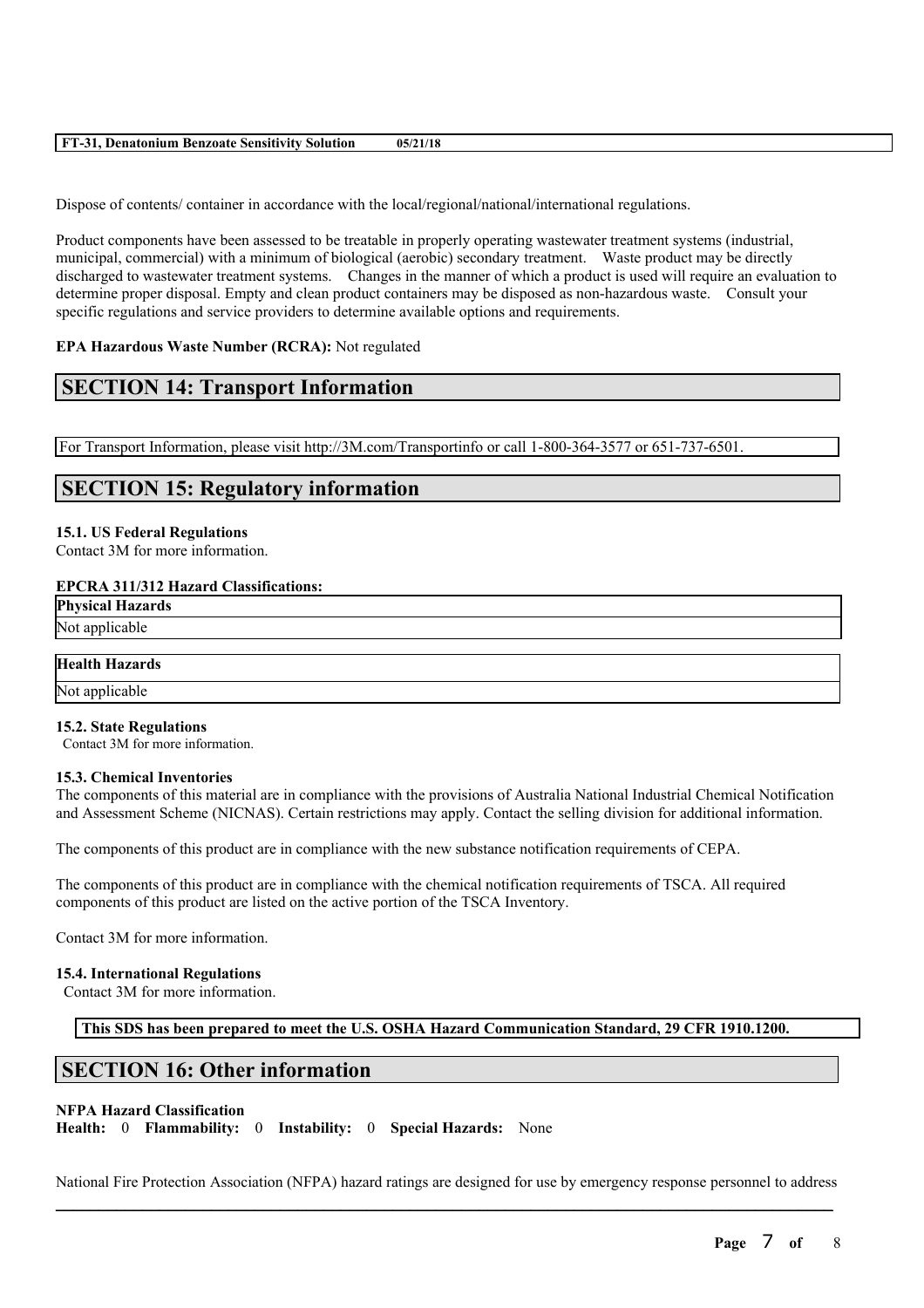Dispose of contents/ container in accordance with the local/regional/national/international regulations.

Product components have been assessed to be treatable in properly operating wastewater treatment systems (industrial, municipal, commercial) with a minimum of biological (aerobic) secondary treatment. Waste product may be directly discharged to wastewater treatment systems. Changes in the manner of which a product is used will require an evaluation to determine proper disposal. Empty and clean product containers may be disposed as non-hazardous waste. Consult your specific regulations and service providers to determine available options and requirements.

**EPA Hazardous Waste Number (RCRA):** Not regulated

## SECTION 14: Transport Information

For Transport Information, please visit http://3M.com/Transportinfo or call 1-800-364-3577 or 651-737-6501.

## SECTION 15: Regulatory information

### 15.1. US Federal Regulations

Contact 3M for more information.

**EPCRA 311/312 Hazard Classifications:**

| Physical Hazards |
|---|
| Not applicable |

| Health Hazards |
|---|
| Not applicable |

### 15.2. State Regulations

Contact 3M for more information.

### 15.3. Chemical Inventories

The components of this material are in compliance with the provisions of Australia National Industrial Chemical Notification and Assessment Scheme (NICNAS). Certain restrictions may apply. Contact the selling division for additional information.

The components of this product are in compliance with the new substance notification requirements of CEPA.

The components of this product are in compliance with the chemical notification requirements of TSCA. All required components of this product are listed on the active portion of the TSCA Inventory.

Contact 3M for more information.

### 15.4. International Regulations

Contact 3M for more information.

**This SDS has been prepared to meet the U.S. OSHA Hazard Communication Standard, 29 CFR 1910.1200.**

## SECTION 16: Other information

**NFPA Hazard Classification**

**Health:** 0 **Flammability:** 0 **Instability:** 0 **Special Hazards:** None

National Fire Protection Association (NFPA) hazard ratings are designed for use by emergency response personnel to address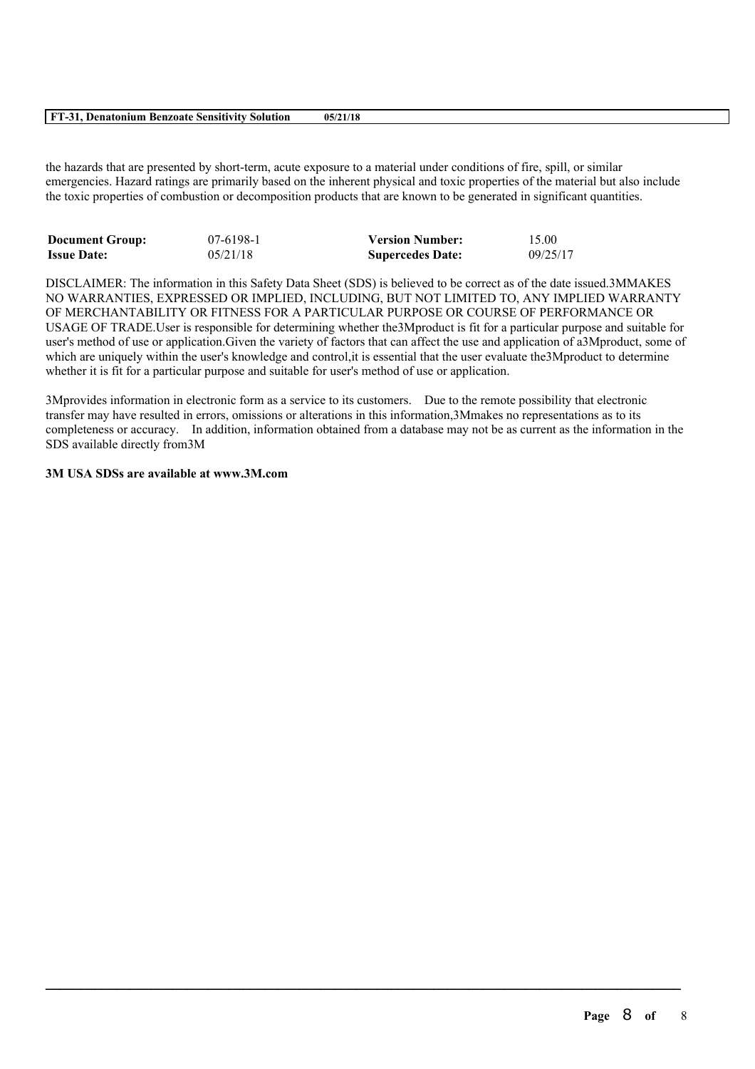the hazards that are presented by short-term, acute exposure to a material under conditions of fire, spill, or similar emergencies. Hazard ratings are primarily based on the inherent physical and toxic properties of the material but also include the toxic properties of combustion or decomposition products that are known to be generated in significant quantities.

| **Document Group:** | 07-6198-1 | **Version Number:** | 15.00 |
|---|---|---|---|
| **Issue Date:** | 05/21/18 | **Supercedes Date:** | 09/25/17 |

DISCLAIMER: The information in this Safety Data Sheet (SDS) is believed to be correct as of the date issued.3MMAKES NO WARRANTIES, EXPRESSED OR IMPLIED, INCLUDING, BUT NOT LIMITED TO, ANY IMPLIED WARRANTY OF MERCHANTABILITY OR FITNESS FOR A PARTICULAR PURPOSE OR COURSE OF PERFORMANCE OR USAGE OF TRADE.User is responsible for determining whether the3Mproduct is fit for a particular purpose and suitable for user's method of use or application.Given the variety of factors that can affect the use and application of a3Mproduct, some of which are uniquely within the user's knowledge and control,it is essential that the user evaluate the3Mproduct to determine whether it is fit for a particular purpose and suitable for user's method of use or application.

3Mprovides information in electronic form as a service to its customers. Due to the remote possibility that electronic transfer may have resulted in errors, omissions or alterations in this information,3Mmakes no representations as to its completeness or accuracy. In addition, information obtained from a database may not be as current as the information in the SDS available directly from3M

**3M USA SDSs are available at www.3M.com**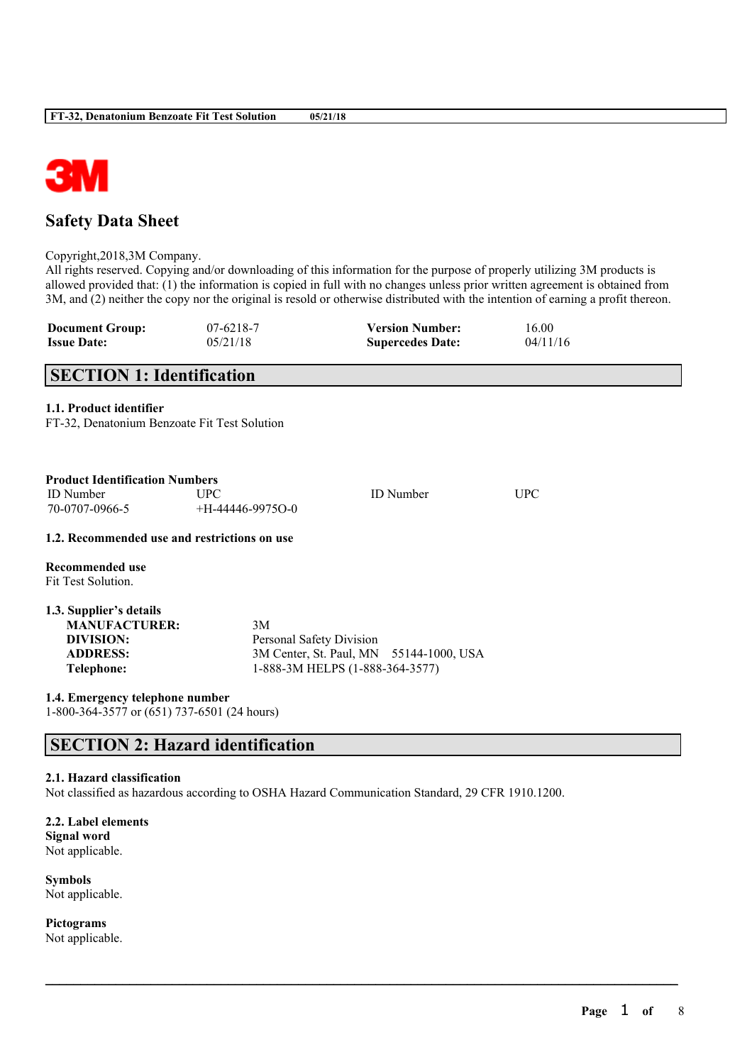# Safety Data Sheet

Copyright,2018,3M Company.
All rights reserved. Copying and/or downloading of this information for the purpose of properly utilizing 3M products is allowed provided that: (1) the information is copied in full with no changes unless prior written agreement is obtained from 3M, and (2) neither the copy nor the original is resold or otherwise distributed with the intention of earning a profit thereon.

| **Document Group:** | 07-6218-7 | **Version Number:** | 16.00 |
|---|---|---|---|
| **Issue Date:** | 05/21/18 | **Supercedes Date:** | 04/11/16 |

## SECTION 1: Identification

**1.1. Product identifier**
FT-32, Denatonium Benzoate Fit Test Solution

**Product Identification Numbers**

| ID Number | UPC | ID Number | UPC |
|---|---|---|---|
| 70-0707-0966-5 | +H-44446-9975O-0 | | |

**1.2. Recommended use and restrictions on use**

**Recommended use**
Fit Test Solution.

**1.3. Supplier's details**

| | |
|---|---|
| **MANUFACTURER:** | 3M |
| **DIVISION:** | Personal Safety Division |
| **ADDRESS:** | 3M Center, St. Paul, MN 55144-1000, USA |
| **Telephone:** | 1-888-3M HELPS (1-888-364-3577) |

**1.4. Emergency telephone number**
1-800-364-3577 or (651) 737-6501 (24 hours)

## SECTION 2: Hazard identification

**2.1. Hazard classification**
Not classified as hazardous according to OSHA Hazard Communication Standard, 29 CFR 1910.1200.

**2.2. Label elements**
**Signal word**
Not applicable.

**Symbols**
Not applicable.

**Pictograms**
Not applicable.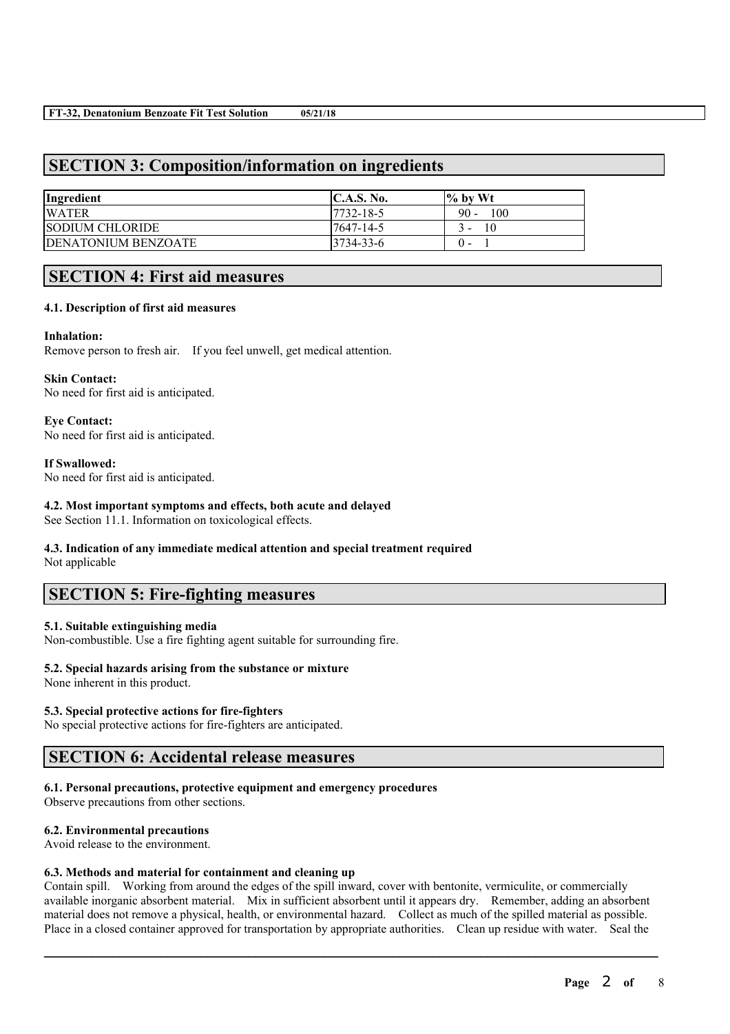## SECTION 3: Composition/information on ingredients

| Ingredient | C.A.S. No. | % by Wt |
|---|---|---|
| WATER | 7732-18-5 | 90 - 100 |
| SODIUM CHLORIDE | 7647-14-5 | 3 - 10 |
| DENATONIUM BENZOATE | 3734-33-6 | 0 - 1 |

## SECTION 4: First aid measures

### 4.1. Description of first aid measures

**Inhalation:**
Remove person to fresh air. If you feel unwell, get medical attention.

**Skin Contact:**
No need for first aid is anticipated.

**Eye Contact:**
No need for first aid is anticipated.

**If Swallowed:**
No need for first aid is anticipated.

### 4.2. Most important symptoms and effects, both acute and delayed

See Section 11.1. Information on toxicological effects.

### 4.3. Indication of any immediate medical attention and special treatment required

Not applicable

## SECTION 5: Fire-fighting measures

### 5.1. Suitable extinguishing media

Non-combustible. Use a fire fighting agent suitable for surrounding fire.

### 5.2. Special hazards arising from the substance or mixture

None inherent in this product.

### 5.3. Special protective actions for fire-fighters

No special protective actions for fire-fighters are anticipated.

## SECTION 6: Accidental release measures

### 6.1. Personal precautions, protective equipment and emergency procedures

Observe precautions from other sections.

### 6.2. Environmental precautions

Avoid release to the environment.

### 6.3. Methods and material for containment and cleaning up

Contain spill. Working from around the edges of the spill inward, cover with bentonite, vermiculite, or commercially available inorganic absorbent material. Mix in sufficient absorbent until it appears dry. Remember, adding an absorbent material does not remove a physical, health, or environmental hazard. Collect as much of the spilled material as possible. Place in a closed container approved for transportation by appropriate authorities. Clean up residue with water. Seal the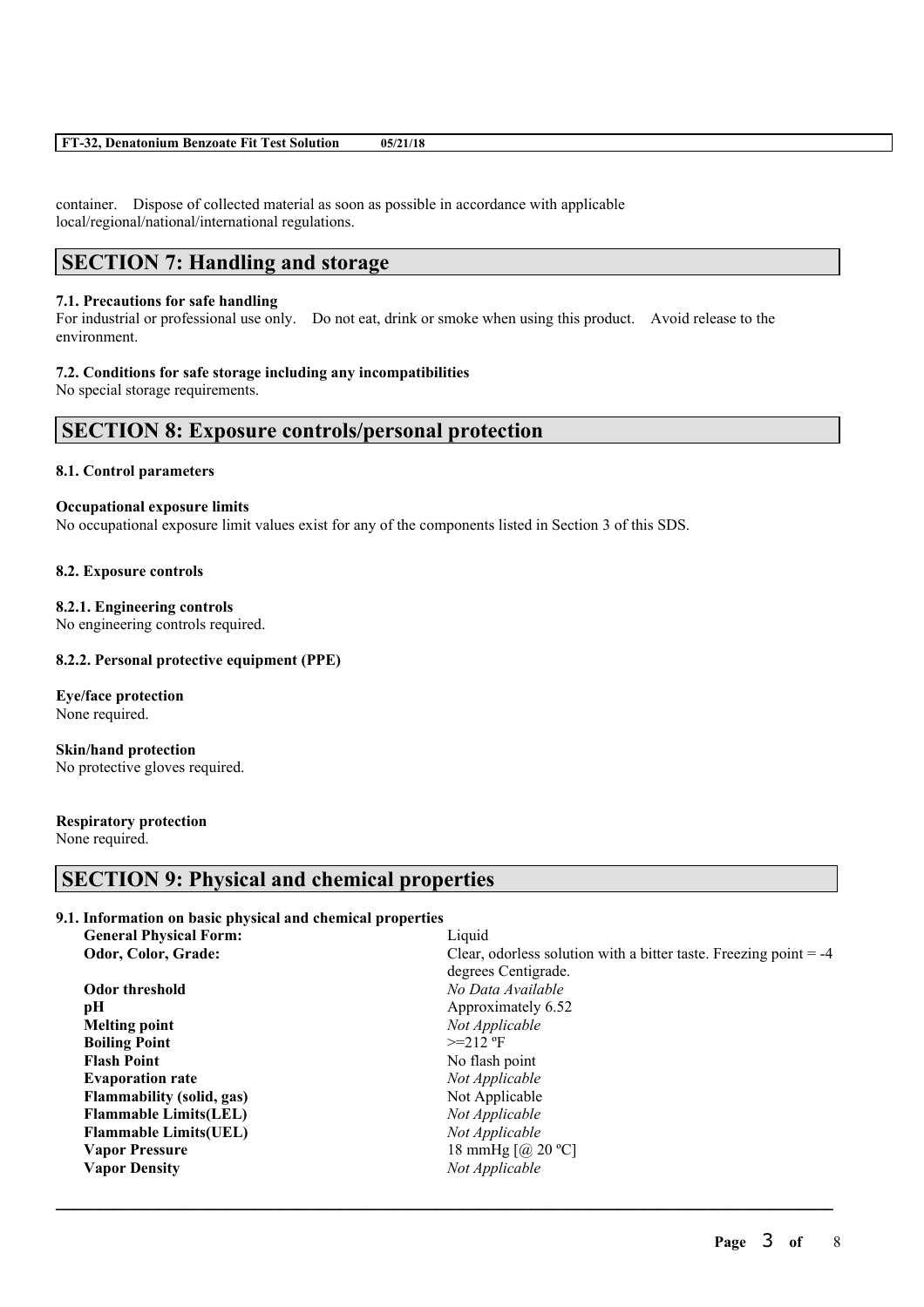container. Dispose of collected material as soon as possible in accordance with applicable local/regional/national/international regulations.

## SECTION 7: Handling and storage

**7.1. Precautions for safe handling**
For industrial or professional use only. Do not eat, drink or smoke when using this product. Avoid release to the environment.

**7.2. Conditions for safe storage including any incompatibilities**
No special storage requirements.

## SECTION 8: Exposure controls/personal protection

**8.1. Control parameters**

**Occupational exposure limits**
No occupational exposure limit values exist for any of the components listed in Section 3 of this SDS.

**8.2. Exposure controls**

**8.2.1. Engineering controls**
No engineering controls required.

**8.2.2. Personal protective equipment (PPE)**

**Eye/face protection**
None required.

**Skin/hand protection**
No protective gloves required.

**Respiratory protection**
None required.

## SECTION 9: Physical and chemical properties

**9.1. Information on basic physical and chemical properties**

| | |
|---|---|
| **General Physical Form:** | Liquid |
| **Odor, Color, Grade:** | Clear, odorless solution with a bitter taste. Freezing point = -4 degrees Centigrade. |
| **Odor threshold** | *No Data Available* |
| **pH** | Approximately 6.52 |
| **Melting point** | *Not Applicable* |
| **Boiling Point** | >=212 ºF |
| **Flash Point** | No flash point |
| **Evaporation rate** | *Not Applicable* |
| **Flammability (solid, gas)** | Not Applicable |
| **Flammable Limits(LEL)** | *Not Applicable* |
| **Flammable Limits(UEL)** | *Not Applicable* |
| **Vapor Pressure** | 18 mmHg [@ 20 ºC] |
| **Vapor Density** | *Not Applicable* |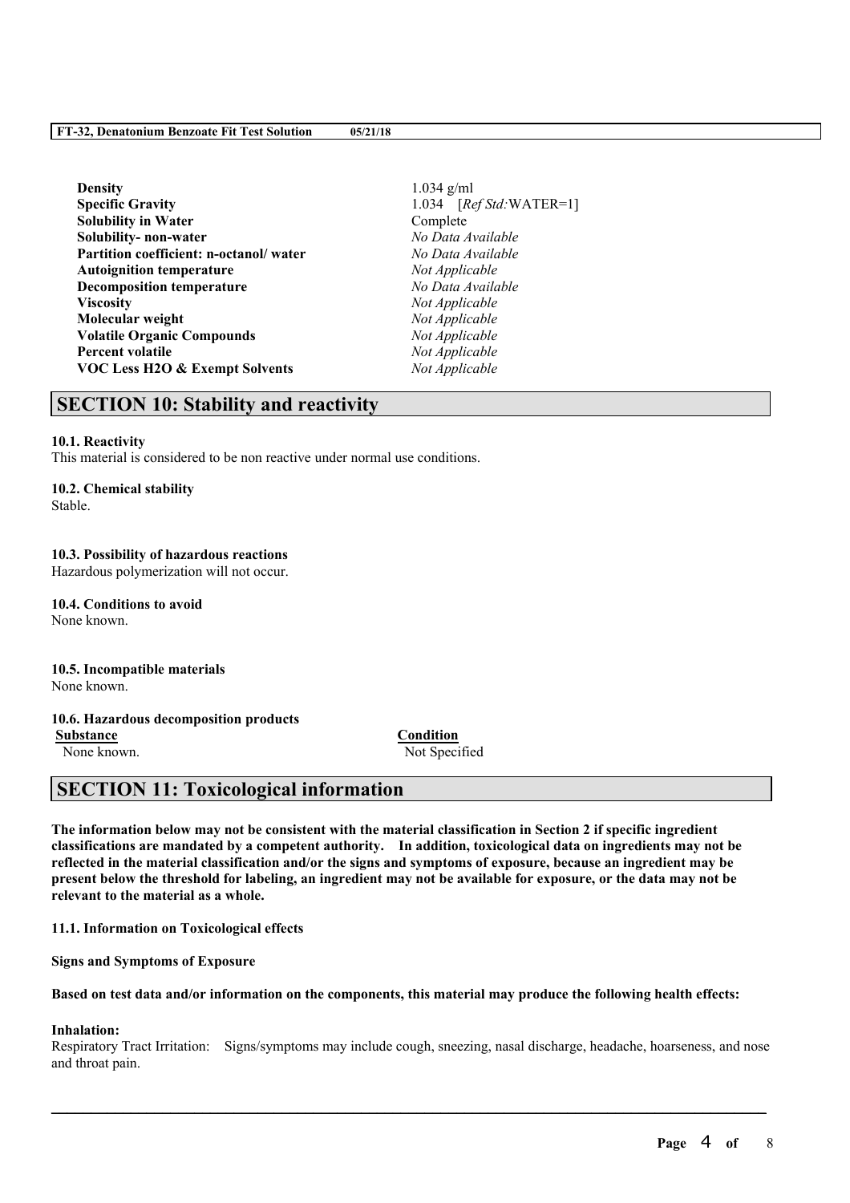| | |
|---|---|
| **Density** | 1.034 g/ml |
| **Specific Gravity** | 1.034 [*Ref Std:*WATER=1] |
| **Solubility in Water** | Complete |
| **Solubility- non-water** | *No Data Available* |
| **Partition coefficient: n-octanol/ water** | *No Data Available* |
| **Autoignition temperature** | *Not Applicable* |
| **Decomposition temperature** | *No Data Available* |
| **Viscosity** | *Not Applicable* |
| **Molecular weight** | *Not Applicable* |
| **Volatile Organic Compounds** | *Not Applicable* |
| **Percent volatile** | *Not Applicable* |
| **VOC Less H2O & Exempt Solvents** | *Not Applicable* |

## SECTION 10: Stability and reactivity

**10.1. Reactivity**
This material is considered to be non reactive under normal use conditions.

**10.2. Chemical stability**
Stable.

**10.3. Possibility of hazardous reactions**
Hazardous polymerization will not occur.

**10.4. Conditions to avoid**
None known.

**10.5. Incompatible materials**
None known.

**10.6. Hazardous decomposition products**

| Substance | Condition |
|---|---|
| None known. | Not Specified |

## SECTION 11: Toxicological information

**The information below may not be consistent with the material classification in Section 2 if specific ingredient classifications are mandated by a competent authority. In addition, toxicological data on ingredients may not be reflected in the material classification and/or the signs and symptoms of exposure, because an ingredient may be present below the threshold for labeling, an ingredient may not be available for exposure, or the data may not be relevant to the material as a whole.**

**11.1. Information on Toxicological effects**

**Signs and Symptoms of Exposure**

**Based on test data and/or information on the components, this material may produce the following health effects:**

**Inhalation:**
Respiratory Tract Irritation: Signs/symptoms may include cough, sneezing, nasal discharge, headache, hoarseness, and nose and throat pain.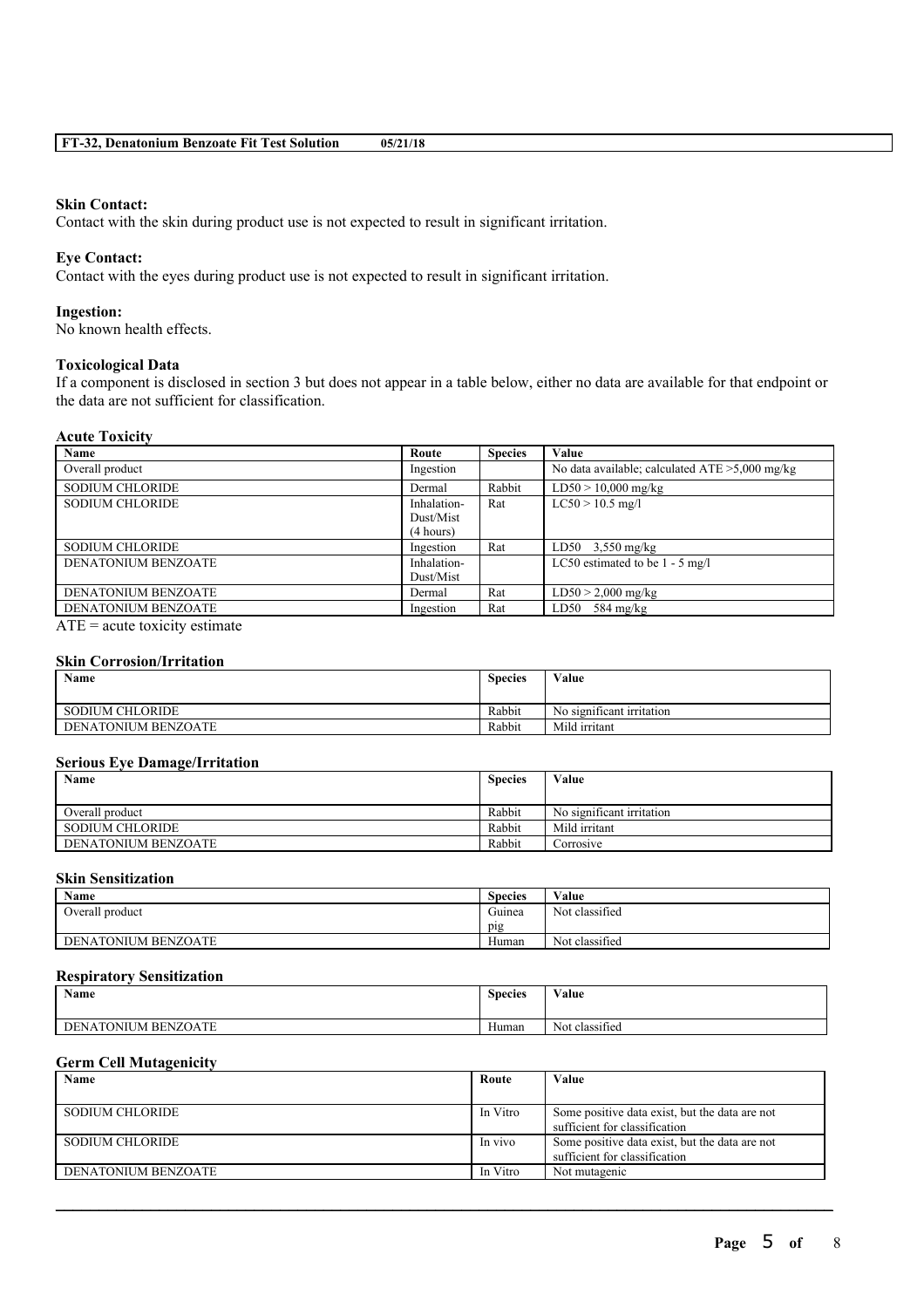**Skin Contact:**
Contact with the skin during product use is not expected to result in significant irritation.

**Eye Contact:**
Contact with the eyes during product use is not expected to result in significant irritation.

**Ingestion:**
No known health effects.

**Toxicological Data**
If a component is disclosed in section 3 but does not appear in a table below, either no data are available for that endpoint or the data are not sufficient for classification.

**Acute Toxicity**

| Name | Route | Species | Value |
|---|---|---|---|
| Overall product | Ingestion | | No data available; calculated ATE >5,000 mg/kg |
| SODIUM CHLORIDE | Dermal | Rabbit | LD50 > 10,000 mg/kg |
| SODIUM CHLORIDE | Inhalation-Dust/Mist (4 hours) | Rat | LC50 > 10.5 mg/l |
| SODIUM CHLORIDE | Ingestion | Rat | LD50 3,550 mg/kg |
| DENATONIUM BENZOATE | Inhalation-Dust/Mist | | LC50 estimated to be 1 - 5 mg/l |
| DENATONIUM BENZOATE | Dermal | Rat | LD50 > 2,000 mg/kg |
| DENATONIUM BENZOATE | Ingestion | Rat | LD50 584 mg/kg |

ATE = acute toxicity estimate

**Skin Corrosion/Irritation**

| Name | Species | Value |
|---|---|---|
| SODIUM CHLORIDE | Rabbit | No significant irritation |
| DENATONIUM BENZOATE | Rabbit | Mild irritant |

**Serious Eye Damage/Irritation**

| Name | Species | Value |
|---|---|---|
| Overall product | Rabbit | No significant irritation |
| SODIUM CHLORIDE | Rabbit | Mild irritant |
| DENATONIUM BENZOATE | Rabbit | Corrosive |

**Skin Sensitization**

| Name | Species | Value |
|---|---|---|
| Overall product | Guinea pig | Not classified |
| DENATONIUM BENZOATE | Human | Not classified |

**Respiratory Sensitization**

| Name | Species | Value |
|---|---|---|
| DENATONIUM BENZOATE | Human | Not classified |

**Germ Cell Mutagenicity**

| Name | Route | Value |
|---|---|---|
| SODIUM CHLORIDE | In Vitro | Some positive data exist, but the data are not sufficient for classification |
| SODIUM CHLORIDE | In vivo | Some positive data exist, but the data are not sufficient for classification |
| DENATONIUM BENZOATE | In Vitro | Not mutagenic |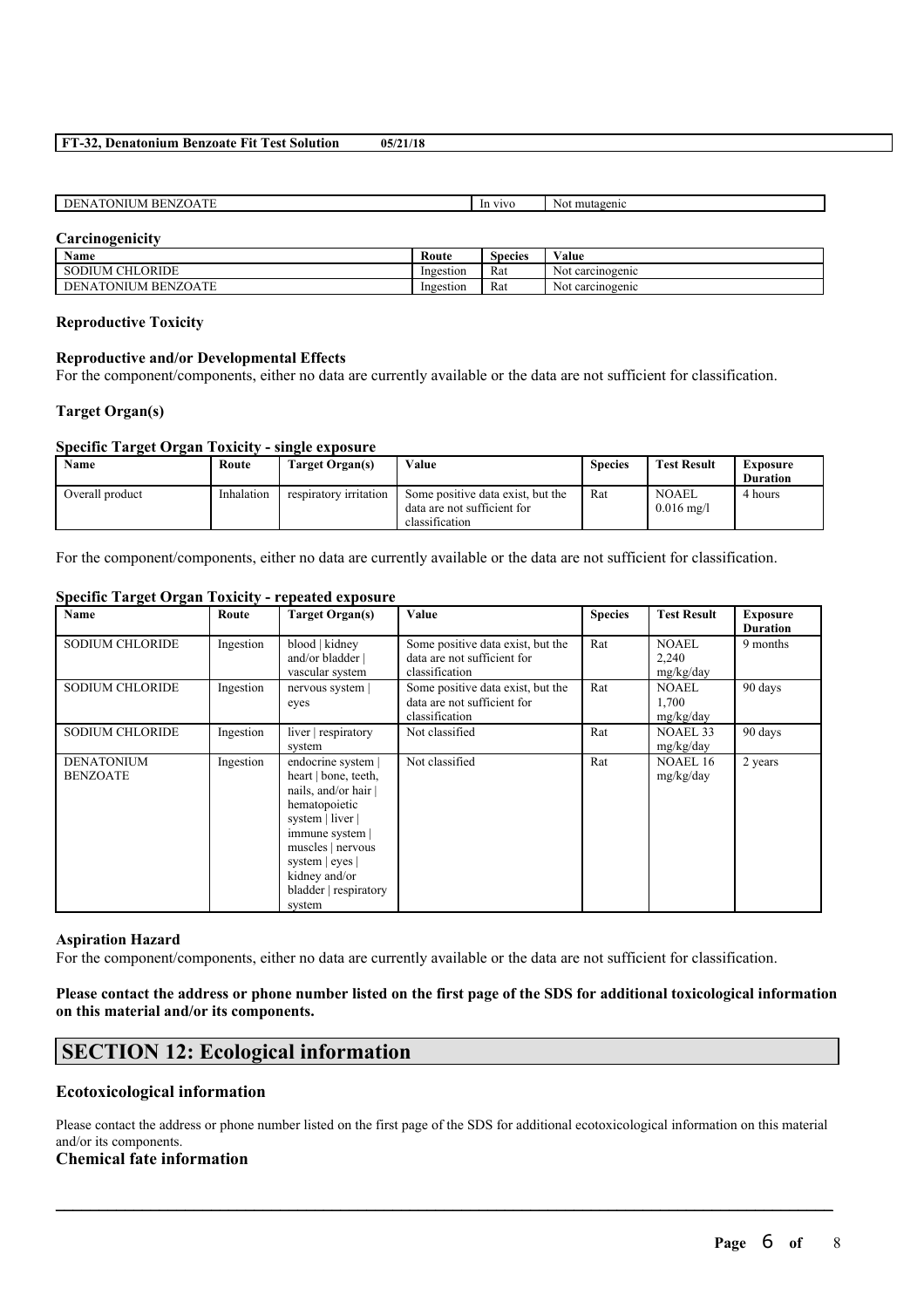| DENATONIUM BENZOATE | In vivo | Not mutagenic |
|---|---|---|

**Carcinogenicity**

| Name | Route | Species | Value |
|---|---|---|---|
| SODIUM CHLORIDE | Ingestion | Rat | Not carcinogenic |
| DENATONIUM BENZOATE | Ingestion | Rat | Not carcinogenic |

#### Reproductive Toxicity

#### Reproductive and/or Developmental Effects

For the component/components, either no data are currently available or the data are not sufficient for classification.

#### Target Organ(s)

#### Specific Target Organ Toxicity - single exposure

| Name | Route | Target Organ(s) | Value | Species | Test Result | Exposure Duration |
|---|---|---|---|---|---|---|
| Overall product | Inhalation | respiratory irritation | Some positive data exist, but the data are not sufficient for classification | Rat | NOAEL 0.016 mg/l | 4 hours |

For the component/components, either no data are currently available or the data are not sufficient for classification.

#### Specific Target Organ Toxicity - repeated exposure

| Name | Route | Target Organ(s) | Value | Species | Test Result | Exposure Duration |
|---|---|---|---|---|---|---|
| SODIUM CHLORIDE | Ingestion | blood \| kidney and/or bladder \| vascular system | Some positive data exist, but the data are not sufficient for classification | Rat | NOAEL 2,240 mg/kg/day | 9 months |
| SODIUM CHLORIDE | Ingestion | nervous system \| eyes | Some positive data exist, but the data are not sufficient for classification | Rat | NOAEL 1,700 mg/kg/day | 90 days |
| SODIUM CHLORIDE | Ingestion | liver \| respiratory system | Not classified | Rat | NOAEL 33 mg/kg/day | 90 days |
| DENATONIUM BENZOATE | Ingestion | endocrine system \| heart \| bone, teeth, nails, and/or hair \| hematopoietic system \| liver \| immune system \| muscles \| nervous system \| eyes \| kidney and/or bladder \| respiratory system | Not classified | Rat | NOAEL 16 mg/kg/day | 2 years |

#### Aspiration Hazard

For the component/components, either no data are currently available or the data are not sufficient for classification.

**Please contact the address or phone number listed on the first page of the SDS for additional toxicological information on this material and/or its components.**

## SECTION 12: Ecological information

### Ecotoxicological information

Please contact the address or phone number listed on the first page of the SDS for additional ecotoxicological information on this material and/or its components.

### Chemical fate information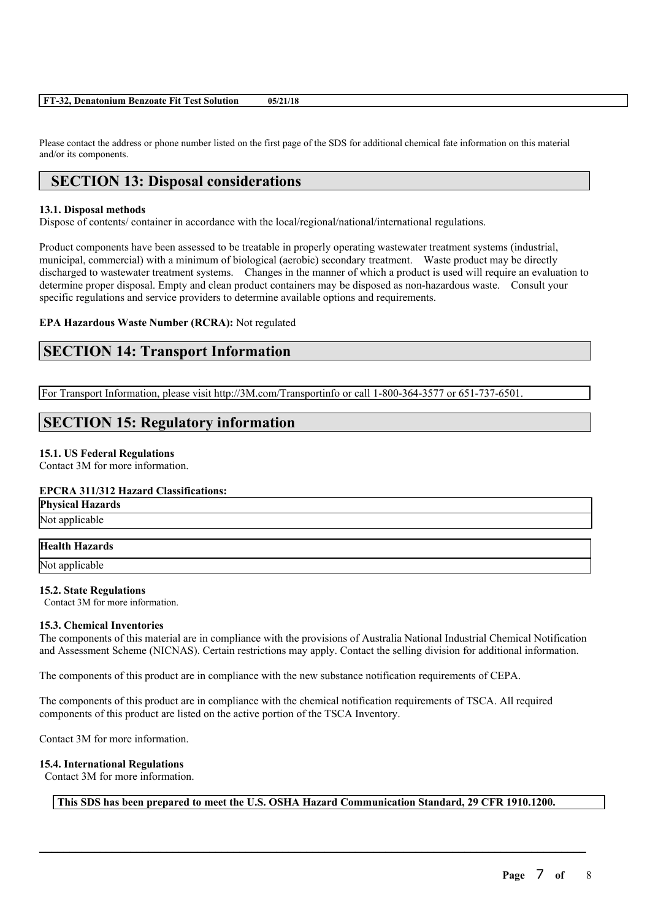Please contact the address or phone number listed on the first page of the SDS for additional chemical fate information on this material and/or its components.

## SECTION 13: Disposal considerations

**13.1. Disposal methods**
Dispose of contents/ container in accordance with the local/regional/national/international regulations.

Product components have been assessed to be treatable in properly operating wastewater treatment systems (industrial, municipal, commercial) with a minimum of biological (aerobic) secondary treatment. Waste product may be directly discharged to wastewater treatment systems. Changes in the manner of which a product is used will require an evaluation to determine proper disposal. Empty and clean product containers may be disposed as non-hazardous waste. Consult your specific regulations and service providers to determine available options and requirements.

**EPA Hazardous Waste Number (RCRA):** Not regulated

## SECTION 14: Transport Information

For Transport Information, please visit http://3M.com/Transportinfo or call 1-800-364-3577 or 651-737-6501.

## SECTION 15: Regulatory information

**15.1. US Federal Regulations**
Contact 3M for more information.

**EPCRA 311/312 Hazard Classifications:**

| Physical Hazards |
|---|
| Not applicable |

| Health Hazards |
|---|
| Not applicable |

**15.2. State Regulations**
Contact 3M for more information.

**15.3. Chemical Inventories**
The components of this material are in compliance with the provisions of Australia National Industrial Chemical Notification and Assessment Scheme (NICNAS). Certain restrictions may apply. Contact the selling division for additional information.

The components of this product are in compliance with the new substance notification requirements of CEPA.

The components of this product are in compliance with the chemical notification requirements of TSCA. All required components of this product are listed on the active portion of the TSCA Inventory.

Contact 3M for more information.

**15.4. International Regulations**
Contact 3M for more information.

**This SDS has been prepared to meet the U.S. OSHA Hazard Communication Standard, 29 CFR 1910.1200.**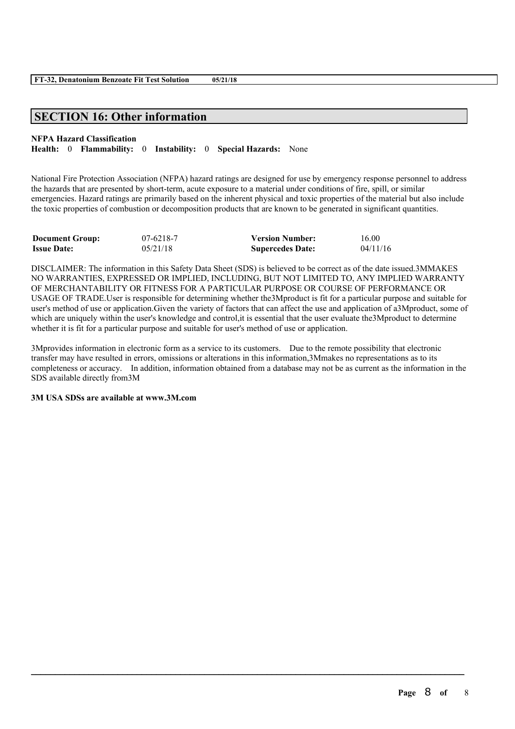## SECTION 16: Other information

**NFPA Hazard Classification**
**Health:** 0 **Flammability:** 0 **Instability:** 0 **Special Hazards:** None

National Fire Protection Association (NFPA) hazard ratings are designed for use by emergency response personnel to address the hazards that are presented by short-term, acute exposure to a material under conditions of fire, spill, or similar emergencies. Hazard ratings are primarily based on the inherent physical and toxic properties of the material but also include the toxic properties of combustion or decomposition products that are known to be generated in significant quantities.

| | | | |
|---|---|---|---|
| **Document Group:** | 07-6218-7 | **Version Number:** | 16.00 |
| **Issue Date:** | 05/21/18 | **Supercedes Date:** | 04/11/16 |

DISCLAIMER: The information in this Safety Data Sheet (SDS) is believed to be correct as of the date issued.3MMAKES NO WARRANTIES, EXPRESSED OR IMPLIED, INCLUDING, BUT NOT LIMITED TO, ANY IMPLIED WARRANTY OF MERCHANTABILITY OR FITNESS FOR A PARTICULAR PURPOSE OR COURSE OF PERFORMANCE OR USAGE OF TRADE.User is responsible for determining whether the3Mproduct is fit for a particular purpose and suitable for user's method of use or application.Given the variety of factors that can affect the use and application of a3Mproduct, some of which are uniquely within the user's knowledge and control,it is essential that the user evaluate the3Mproduct to determine whether it is fit for a particular purpose and suitable for user's method of use or application.

3Mprovides information in electronic form as a service to its customers. Due to the remote possibility that electronic transfer may have resulted in errors, omissions or alterations in this information,3Mmakes no representations as to its completeness or accuracy. In addition, information obtained from a database may not be as current as the information in the SDS available directly from3M

**3M USA SDSs are available at www.3M.com**